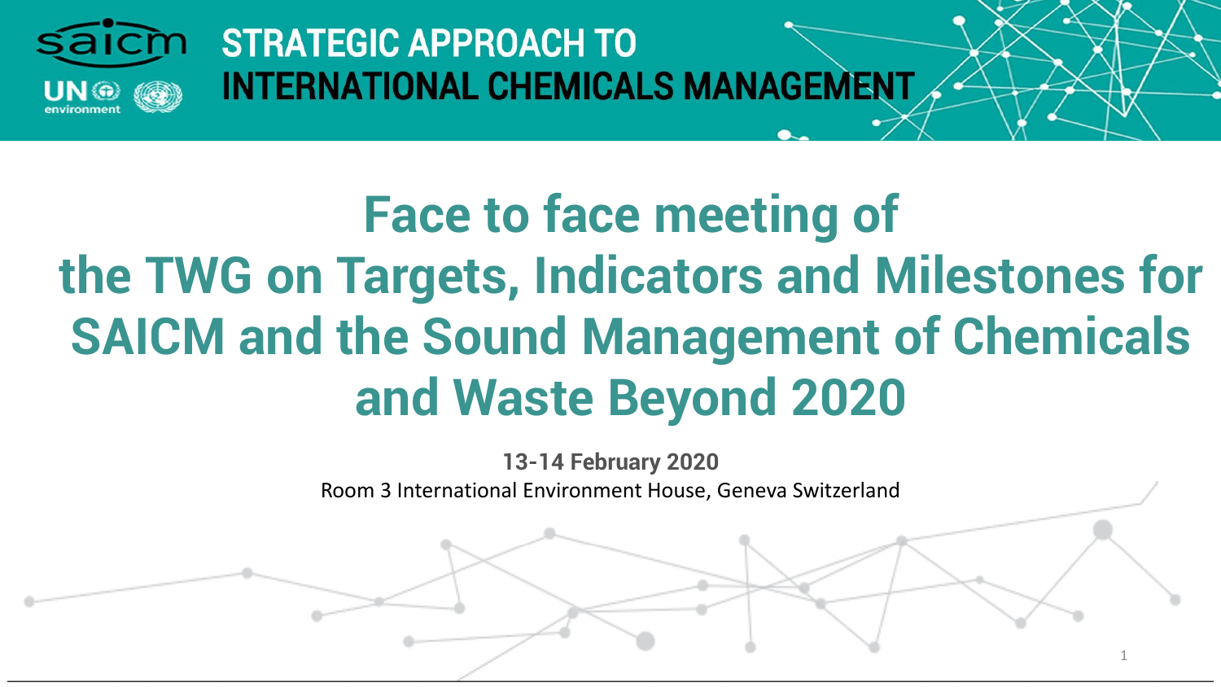STRATEGIC APPROACH TO INTERNATIONAL CHEMICALS MANAGEMENT

# Face to face meeting of the TWG on Targets, Indicators and Milestones for SAICM and the Sound Management of Chemicals and Waste Beyond 2020

**13-14 February 2020**

Room 3 International Environment House, Geneva Switzerland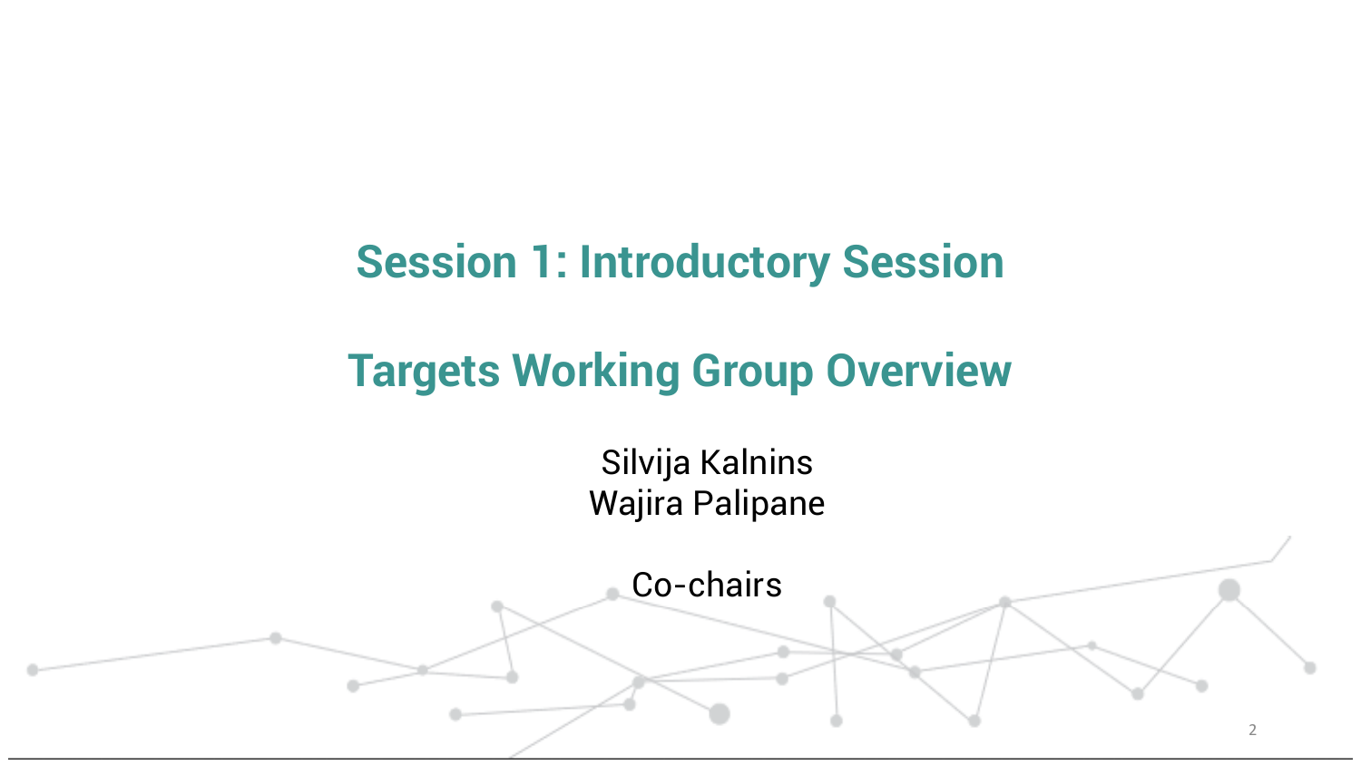# Session 1: Introductory Session

# Targets Working Group Overview

Silvija Kalnins
Wajira Palipane

Co-chairs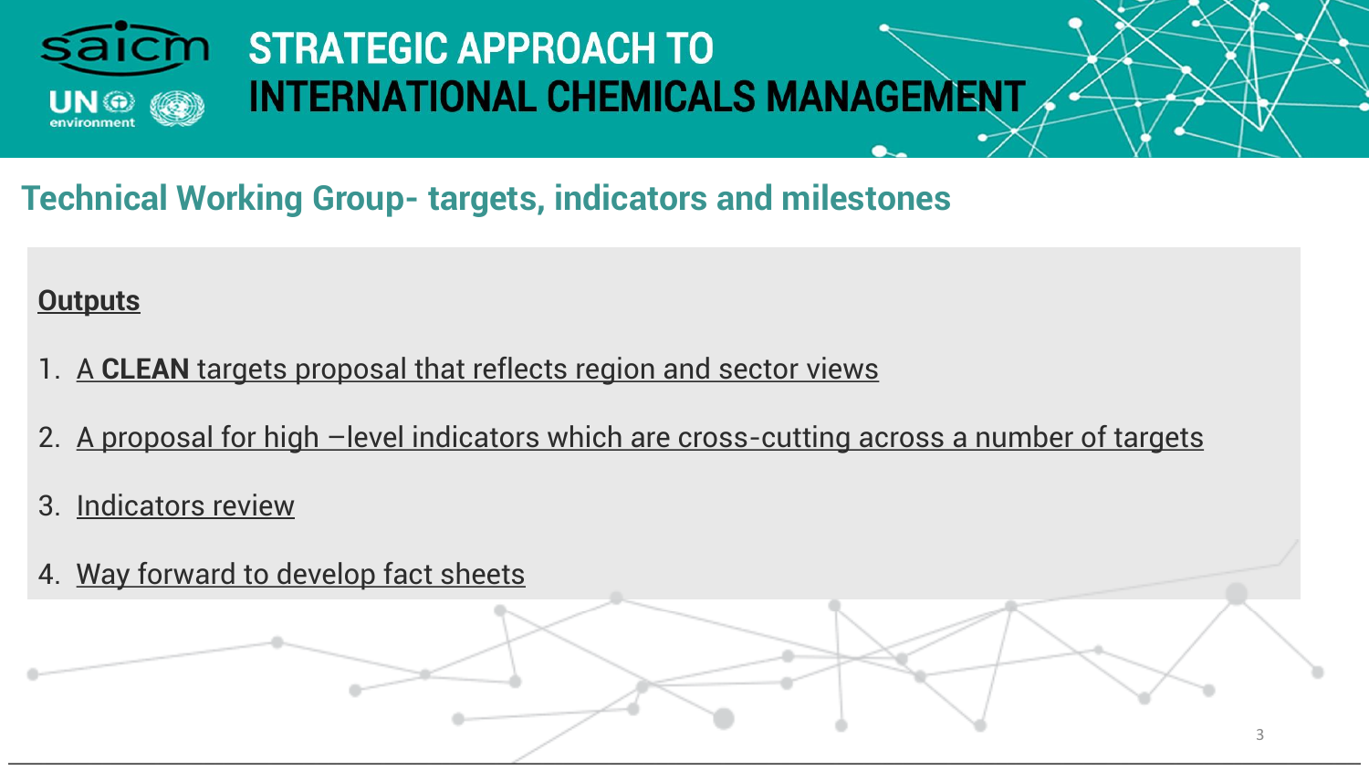# STRATEGIC APPROACH TO INTERNATIONAL CHEMICALS MANAGEMENT

## Technical Working Group- targets, indicators and milestones

**Outputs**

1. A **CLEAN** targets proposal that reflects region and sector views
2. A proposal for high –level indicators which are cross-cutting across a number of targets
3. Indicators review
4. Way forward to develop fact sheets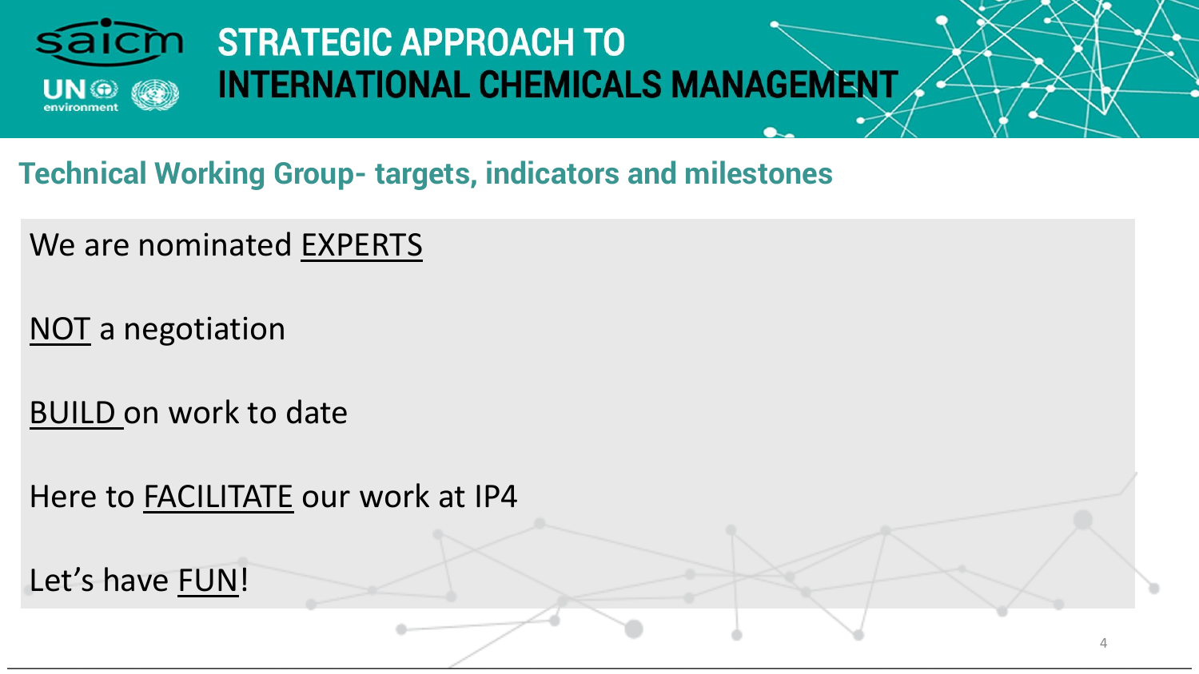# STRATEGIC APPROACH TO INTERNATIONAL CHEMICALS MANAGEMENT

## Technical Working Group- targets, indicators and milestones

We are nominated EXPERTS

NOT a negotiation

BUILD on work to date

Here to FACILITATE our work at IP4

Let's have FUN!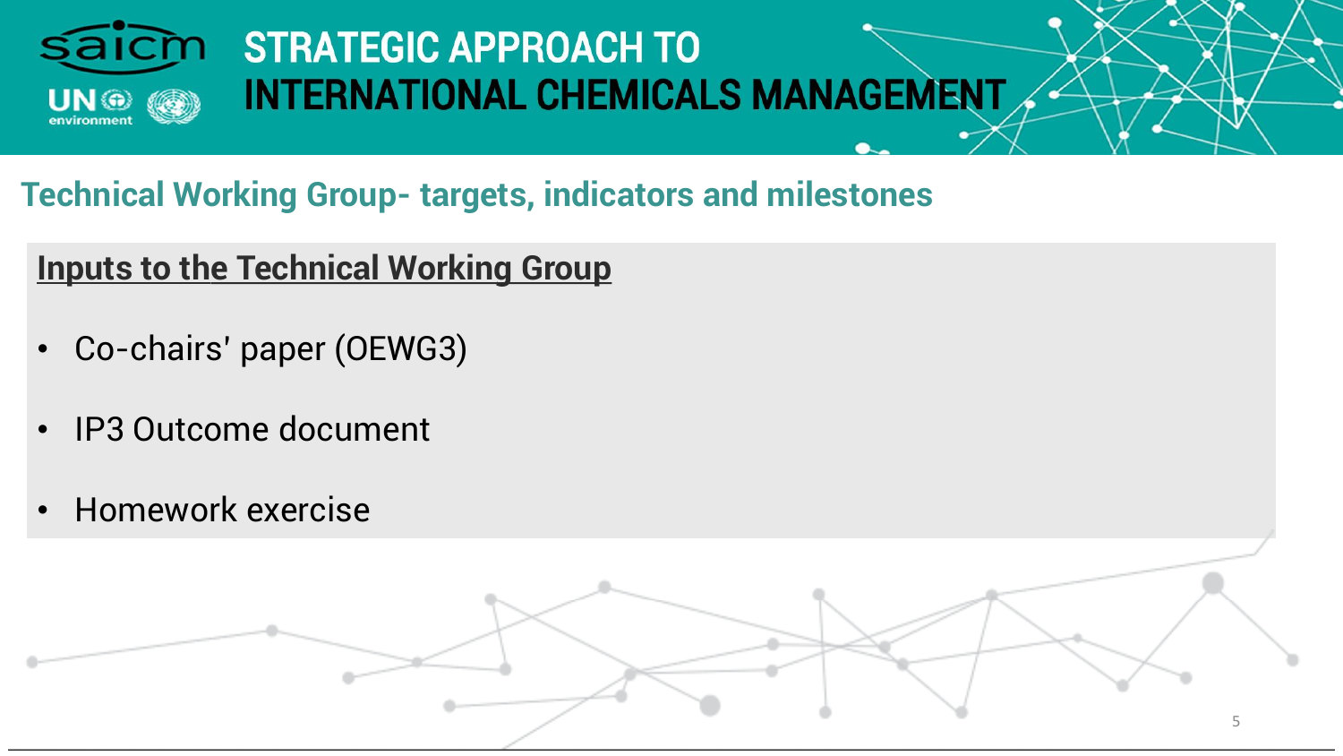## Technical Working Group- targets, indicators and milestones

### Inputs to the Technical Working Group

- Co-chairs' paper (OEWG3)
- IP3 Outcome document
- Homework exercise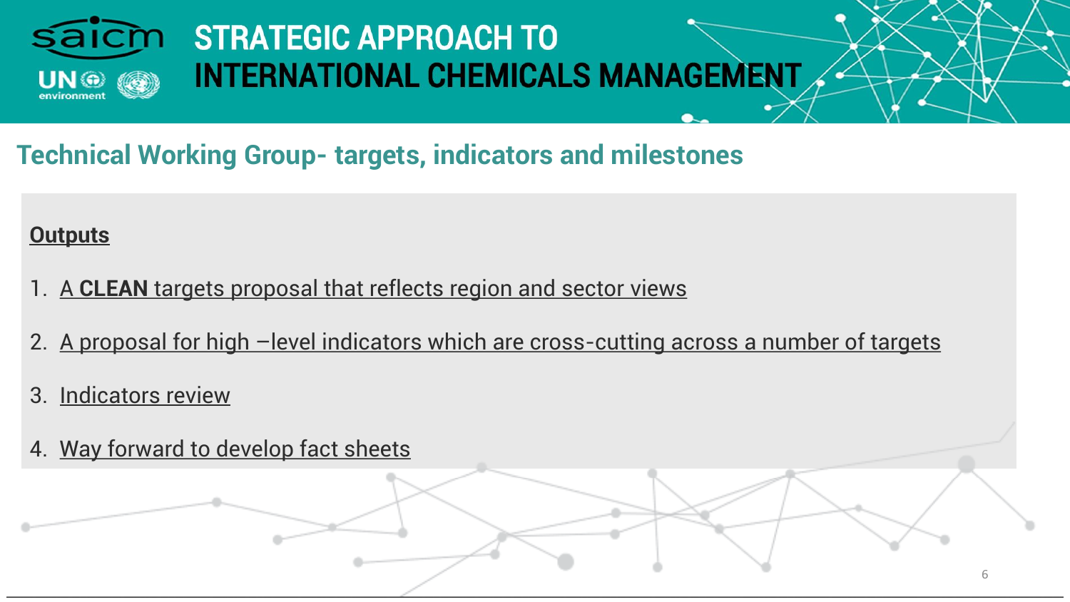# STRATEGIC APPROACH TO INTERNATIONAL CHEMICALS MANAGEMENT

## Technical Working Group- targets, indicators and milestones

**Outputs**

1. A **CLEAN** targets proposal that reflects region and sector views
2. A proposal for high –level indicators which are cross-cutting across a number of targets
3. Indicators review
4. Way forward to develop fact sheets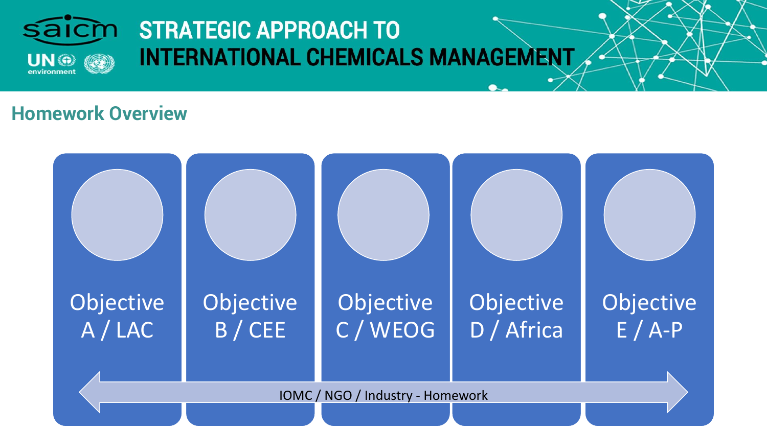## Homework Overview

- Objective A / LAC
- Objective B / CEE
- Objective C / WEOG
- Objective D / Africa
- Objective E / A-P

IOMC / NGO / Industry - Homework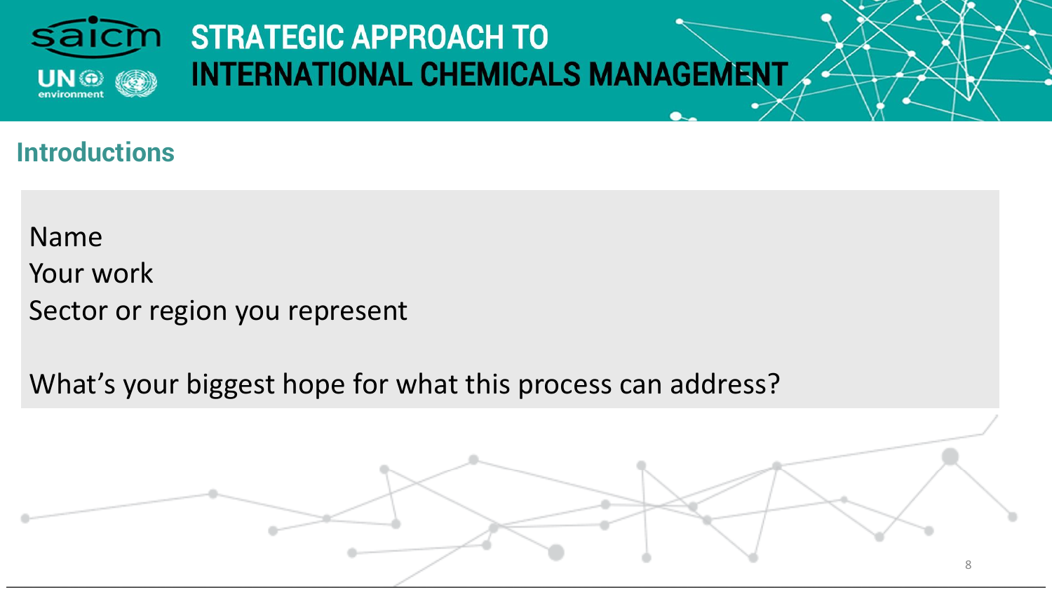# STRATEGIC APPROACH TO INTERNATIONAL CHEMICALS MANAGEMENT

## Introductions

Name
Your work
Sector or region you represent

What's your biggest hope for what this process can address?